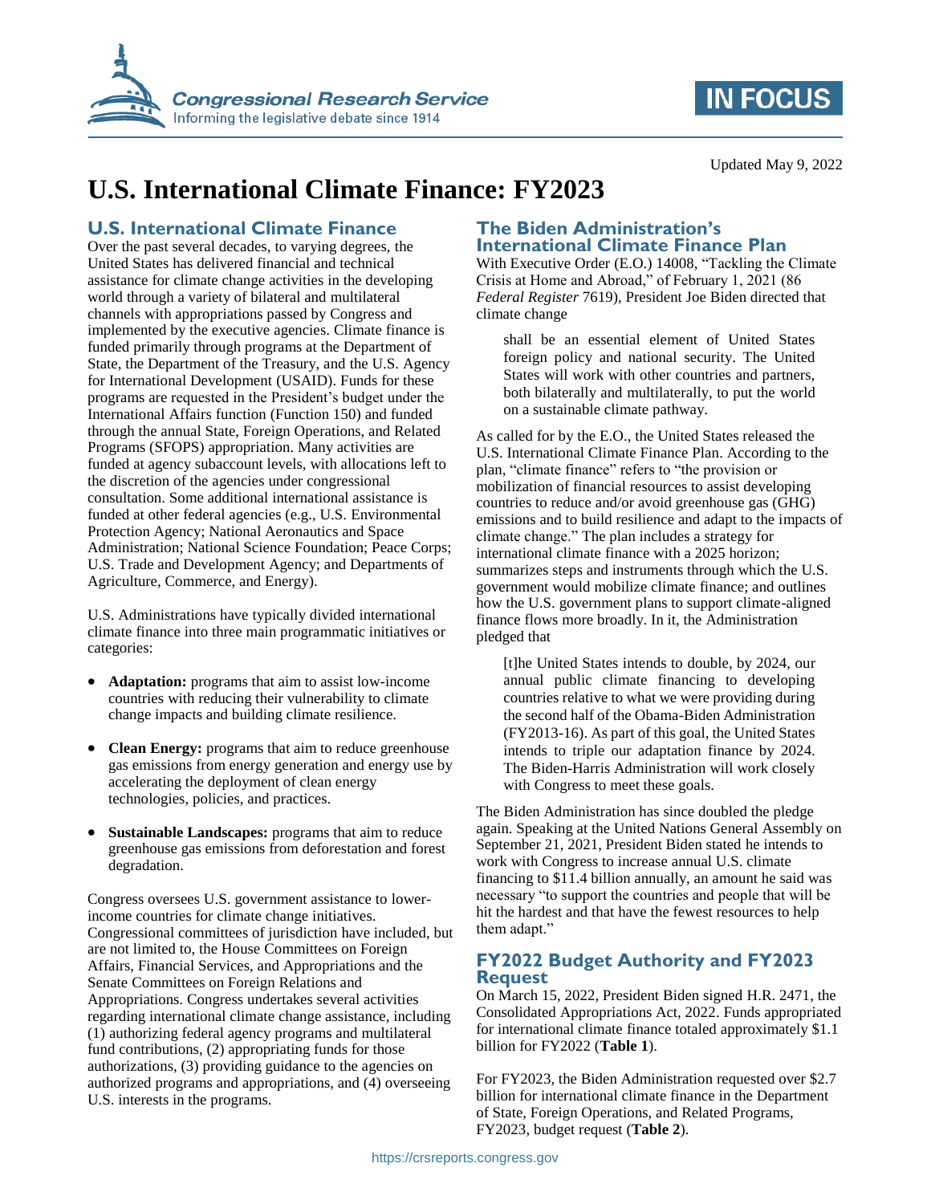Updated May 9, 2022

# U.S. International Climate Finance: FY2023

## U.S. International Climate Finance

Over the past several decades, to varying degrees, the United States has delivered financial and technical assistance for climate change activities in the developing world through a variety of bilateral and multilateral channels with appropriations passed by Congress and implemented by the executive agencies. Climate finance is funded primarily through programs at the Department of State, the Department of the Treasury, and the U.S. Agency for International Development (USAID). Funds for these programs are requested in the President's budget under the International Affairs function (Function 150) and funded through the annual State, Foreign Operations, and Related Programs (SFOPS) appropriation. Many activities are funded at agency subaccount levels, with allocations left to the discretion of the agencies under congressional consultation. Some additional international assistance is funded at other federal agencies (e.g., U.S. Environmental Protection Agency; National Aeronautics and Space Administration; National Science Foundation; Peace Corps; U.S. Trade and Development Agency; and Departments of Agriculture, Commerce, and Energy).

U.S. Administrations have typically divided international climate finance into three main programmatic initiatives or categories:

- **Adaptation:** programs that aim to assist low-income countries with reducing their vulnerability to climate change impacts and building climate resilience.
- **Clean Energy:** programs that aim to reduce greenhouse gas emissions from energy generation and energy use by accelerating the deployment of clean energy technologies, policies, and practices.
- **Sustainable Landscapes:** programs that aim to reduce greenhouse gas emissions from deforestation and forest degradation.

Congress oversees U.S. government assistance to lower-income countries for climate change initiatives. Congressional committees of jurisdiction have included, but are not limited to, the House Committees on Foreign Affairs, Financial Services, and Appropriations and the Senate Committees on Foreign Relations and Appropriations. Congress undertakes several activities regarding international climate change assistance, including (1) authorizing federal agency programs and multilateral fund contributions, (2) appropriating funds for those authorizations, (3) providing guidance to the agencies on authorized programs and appropriations, and (4) overseeing U.S. interests in the programs.

## The Biden Administration's International Climate Finance Plan

With Executive Order (E.O.) 14008, "Tackling the Climate Crisis at Home and Abroad," of February 1, 2021 (86 *Federal Register* 7619), President Joe Biden directed that climate change

> shall be an essential element of United States foreign policy and national security. The United States will work with other countries and partners, both bilaterally and multilaterally, to put the world on a sustainable climate pathway.

As called for by the E.O., the United States released the U.S. International Climate Finance Plan. According to the plan, "climate finance" refers to "the provision or mobilization of financial resources to assist developing countries to reduce and/or avoid greenhouse gas (GHG) emissions and to build resilience and adapt to the impacts of climate change." The plan includes a strategy for international climate finance with a 2025 horizon; summarizes steps and instruments through which the U.S. government would mobilize climate finance; and outlines how the U.S. government plans to support climate-aligned finance flows more broadly. In it, the Administration pledged that

> [t]he United States intends to double, by 2024, our annual public climate financing to developing countries relative to what we were providing during the second half of the Obama-Biden Administration (FY2013-16). As part of this goal, the United States intends to triple our adaptation finance by 2024. The Biden-Harris Administration will work closely with Congress to meet these goals.

The Biden Administration has since doubled the pledge again. Speaking at the United Nations General Assembly on September 21, 2021, President Biden stated he intends to work with Congress to increase annual U.S. climate financing to $11.4 billion annually, an amount he said was necessary "to support the countries and people that will be hit the hardest and that have the fewest resources to help them adapt."

## FY2022 Budget Authority and FY2023 Request

On March 15, 2022, President Biden signed H.R. 2471, the Consolidated Appropriations Act, 2022. Funds appropriated for international climate finance totaled approximately $1.1 billion for FY2022 (**Table 1**).

For FY2023, the Biden Administration requested over $2.7 billion for international climate finance in the Department of State, Foreign Operations, and Related Programs, FY2023, budget request (**Table 2**).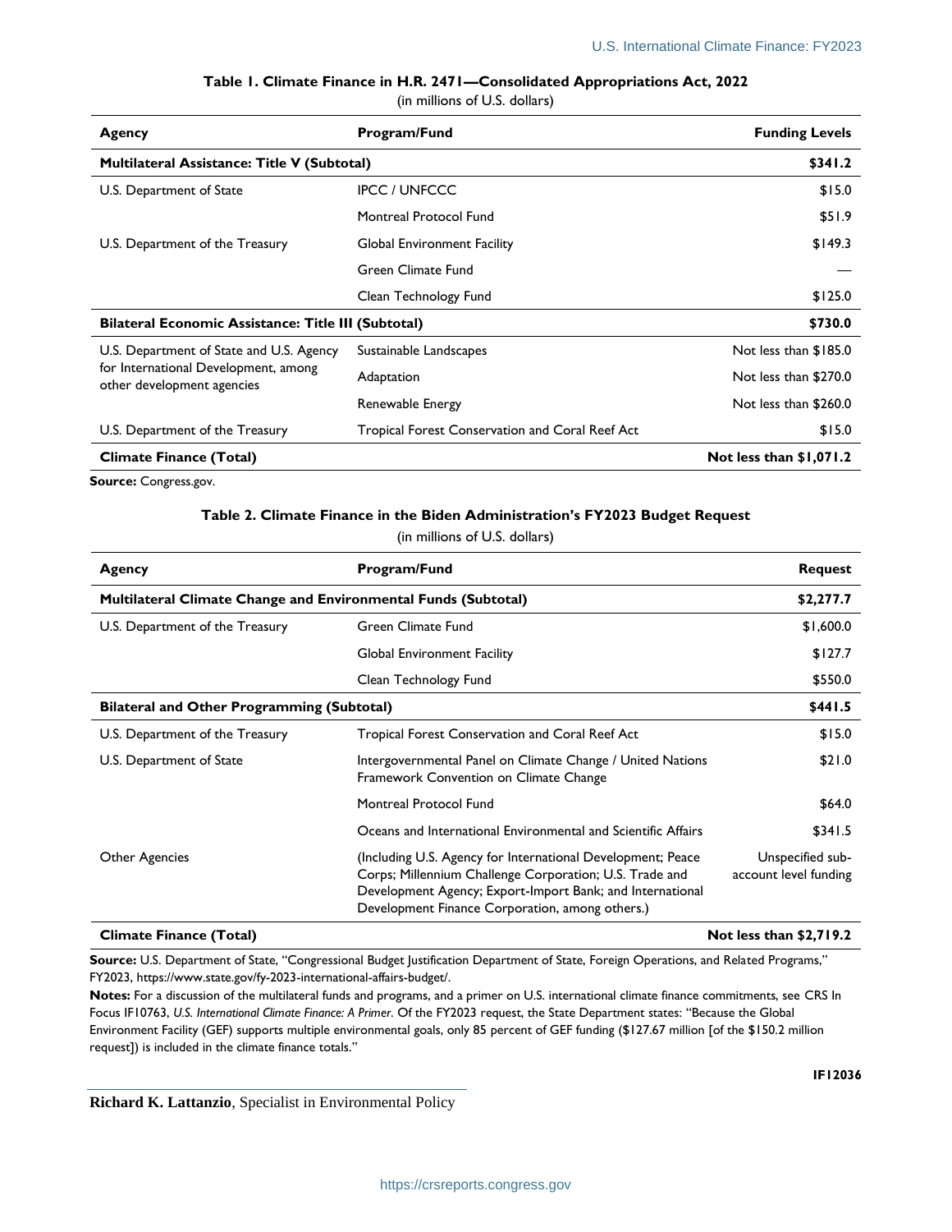**Table 1. Climate Finance in H.R. 2471—Consolidated Appropriations Act, 2022**

(in millions of U.S. dollars)

| Agency | Program/Fund | Funding Levels |
| --- | --- | --- |
| **Multilateral Assistance: Title V (Subtotal)** | | **$341.2** |
| U.S. Department of State | IPCC / UNFCCC | $15.0 |
| | Montreal Protocol Fund | $51.9 |
| U.S. Department of the Treasury | Global Environment Facility | $149.3 |
| | Green Climate Fund | — |
| | Clean Technology Fund | $125.0 |
| **Bilateral Economic Assistance: Title III (Subtotal)** | | **$730.0** |
| U.S. Department of State and U.S. Agency for International Development, among other development agencies | Sustainable Landscapes | Not less than $185.0 |
| | Adaptation | Not less than $270.0 |
| | Renewable Energy | Not less than $260.0 |
| U.S. Department of the Treasury | Tropical Forest Conservation and Coral Reef Act | $15.0 |
| **Climate Finance (Total)** | | **Not less than $1,071.2** |

**Source:** Congress.gov.

**Table 2. Climate Finance in the Biden Administration's FY2023 Budget Request**

(in millions of U.S. dollars)

| Agency | Program/Fund | Request |
| --- | --- | --- |
| **Multilateral Climate Change and Environmental Funds (Subtotal)** | | **$2,277.7** |
| U.S. Department of the Treasury | Green Climate Fund | $1,600.0 |
| | Global Environment Facility | $127.7 |
| | Clean Technology Fund | $550.0 |
| **Bilateral and Other Programming (Subtotal)** | | **$441.5** |
| U.S. Department of the Treasury | Tropical Forest Conservation and Coral Reef Act | $15.0 |
| U.S. Department of State | Intergovernmental Panel on Climate Change / United Nations Framework Convention on Climate Change | $21.0 |
| | Montreal Protocol Fund | $64.0 |
| | Oceans and International Environmental and Scientific Affairs | $341.5 |
| Other Agencies | (Including U.S. Agency for International Development; Peace Corps; Millennium Challenge Corporation; U.S. Trade and Development Agency; Export-Import Bank; and International Development Finance Corporation, among others.) | Unspecified sub-account level funding |
| **Climate Finance (Total)** | | **Not less than $2,719.2** |

**Source:** U.S. Department of State, "Congressional Budget Justification Department of State, Foreign Operations, and Related Programs," FY2023, https://www.state.gov/fy-2023-international-affairs-budget/.

**Notes:** For a discussion of the multilateral funds and programs, and a primer on U.S. international climate finance commitments, see CRS In Focus IF10763, *U.S. International Climate Finance: A Primer*. Of the FY2023 request, the State Department states: "Because the Global Environment Facility (GEF) supports multiple environmental goals, only 85 percent of GEF funding ($127.67 million [of the $150.2 million request]) is included in the climate finance totals."

**Richard K. Lattanzio**, Specialist in Environmental Policy

IF12036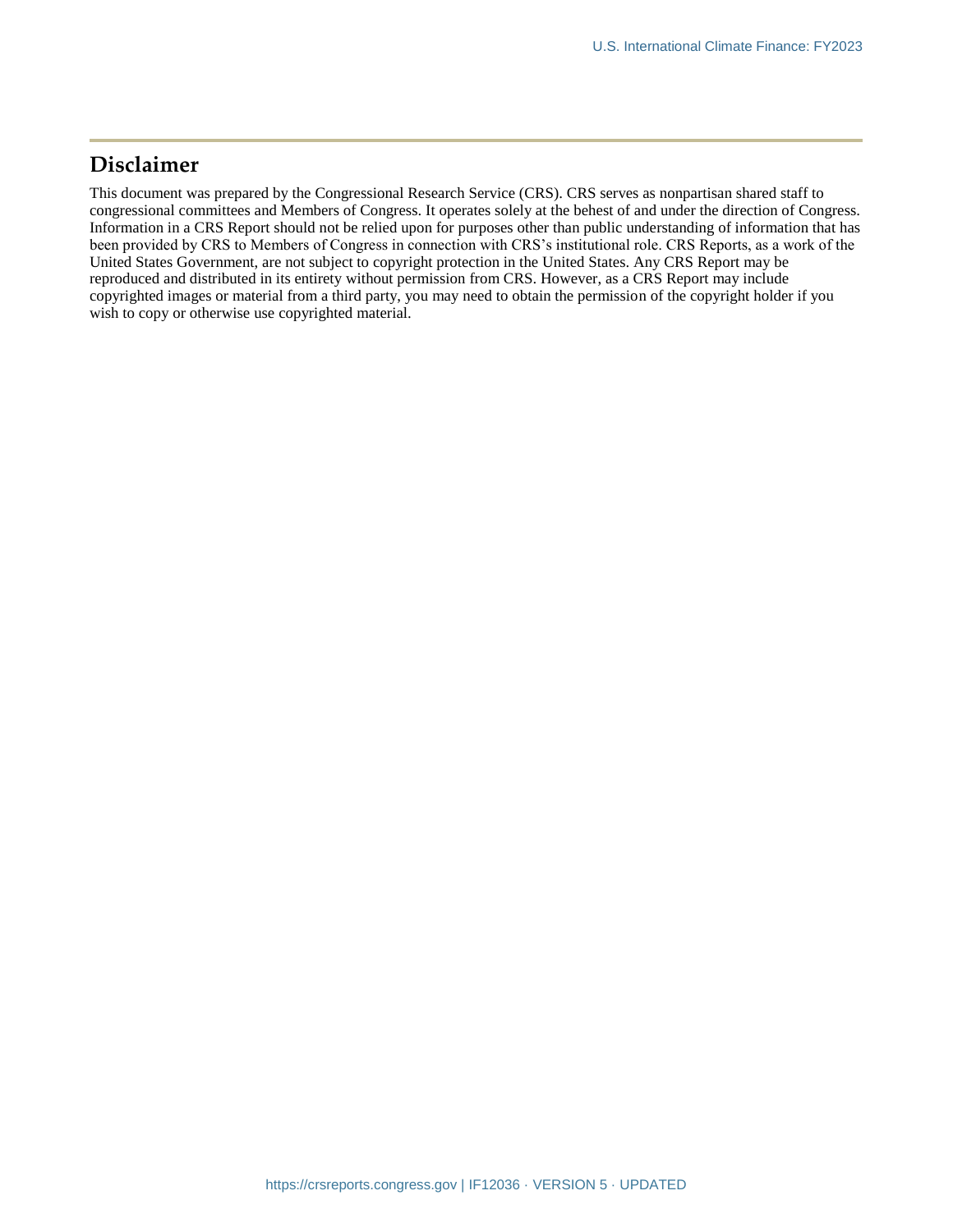## Disclaimer

This document was prepared by the Congressional Research Service (CRS). CRS serves as nonpartisan shared staff to congressional committees and Members of Congress. It operates solely at the behest of and under the direction of Congress. Information in a CRS Report should not be relied upon for purposes other than public understanding of information that has been provided by CRS to Members of Congress in connection with CRS's institutional role. CRS Reports, as a work of the United States Government, are not subject to copyright protection in the United States. Any CRS Report may be reproduced and distributed in its entirety without permission from CRS. However, as a CRS Report may include copyrighted images or material from a third party, you may need to obtain the permission of the copyright holder if you wish to copy or otherwise use copyrighted material.